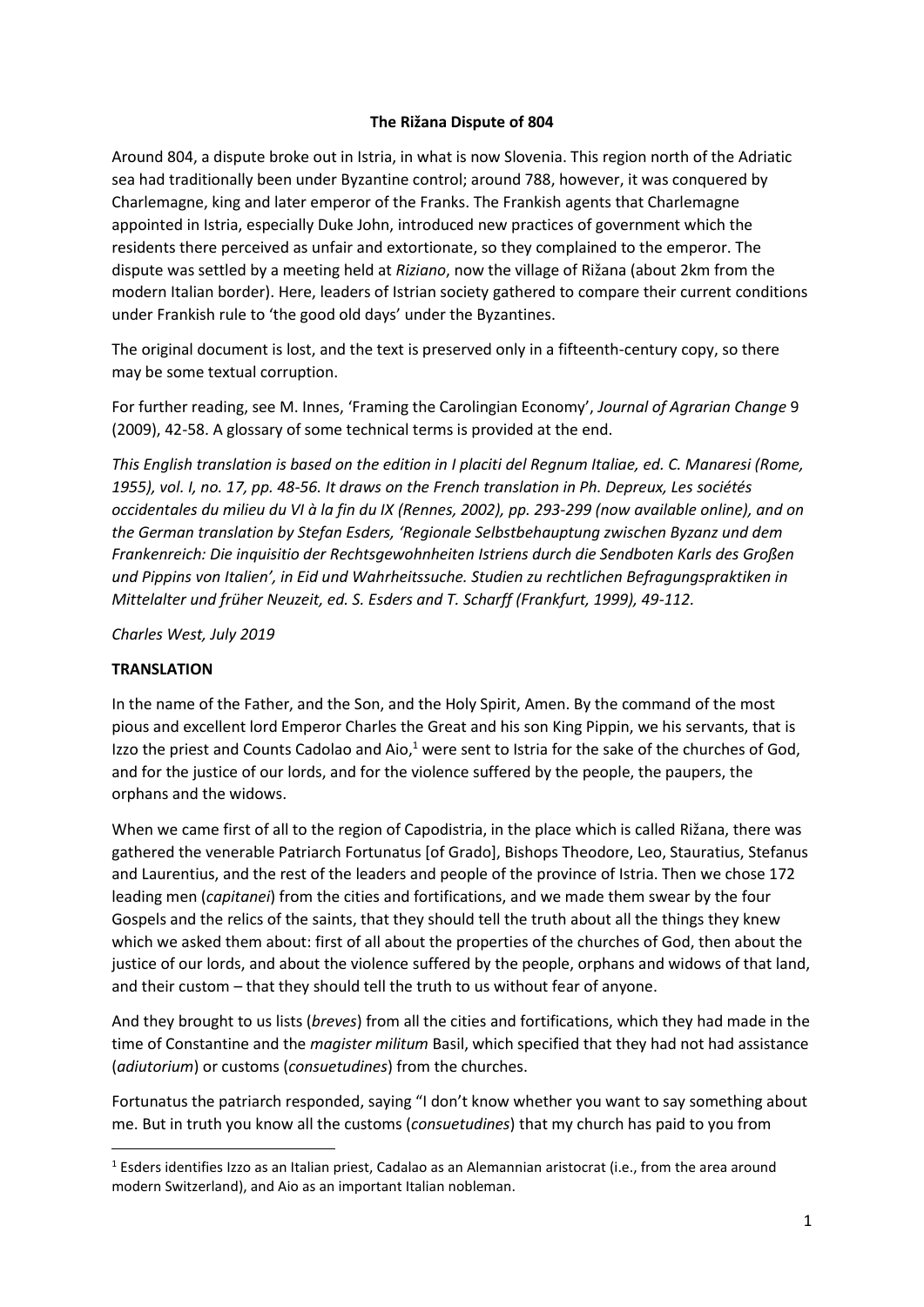**The Rižana Dispute of 804**

Around 804, a dispute broke out in Istria, in what is now Slovenia. This region north of the Adriatic sea had traditionally been under Byzantine control; around 788, however, it was conquered by Charlemagne, king and later emperor of the Franks. The Frankish agents that Charlemagne appointed in Istria, especially Duke John, introduced new practices of government which the residents there perceived as unfair and extortionate, so they complained to the emperor. The dispute was settled by a meeting held at *Riziano*, now the village of Rižana (about 2km from the modern Italian border). Here, leaders of Istrian society gathered to compare their current conditions under Frankish rule to 'the good old days' under the Byzantines.

The original document is lost, and the text is preserved only in a fifteenth-century copy, so there may be some textual corruption.

For further reading, see M. Innes, 'Framing the Carolingian Economy', *Journal of Agrarian Change* 9 (2009), 42-58. A glossary of some technical terms is provided at the end.

*This English translation is based on the edition in I placiti del Regnum Italiae, ed. C. Manaresi (Rome, 1955), vol. I, no. 17, pp. 48-56. It draws on the French translation in Ph. Depreux, Les sociétés occidentales du milieu du VI à la fin du IX (Rennes, 2002), pp. 293-299 (now available online), and on the German translation by Stefan Esders, 'Regionale Selbstbehauptung zwischen Byzanz und dem Frankenreich: Die inquisitio der Rechtsgewohnheiten Istriens durch die Sendboten Karls des Großen und Pippins von Italien', in Eid und Wahrheitssuche. Studien zu rechtlichen Befragungspraktiken in Mittelalter und früher Neuzeit, ed. S. Esders and T. Scharff (Frankfurt, 1999), 49-112.*

*Charles West, July 2019*

**TRANSLATION**

In the name of the Father, and the Son, and the Holy Spirit, Amen. By the command of the most pious and excellent lord Emperor Charles the Great and his son King Pippin, we his servants, that is Izzo the priest and Counts Cadolao and Aio,[1] were sent to Istria for the sake of the churches of God, and for the justice of our lords, and for the violence suffered by the people, the paupers, the orphans and the widows.

When we came first of all to the region of Capodistria, in the place which is called Rižana, there was gathered the venerable Patriarch Fortunatus [of Grado], Bishops Theodore, Leo, Stauratius, Stefanus and Laurentius, and the rest of the leaders and people of the province of Istria. Then we chose 172 leading men (*capitanei*) from the cities and fortifications, and we made them swear by the four Gospels and the relics of the saints, that they should tell the truth about all the things they knew which we asked them about: first of all about the properties of the churches of God, then about the justice of our lords, and about the violence suffered by the people, orphans and widows of that land, and their custom – that they should tell the truth to us without fear of anyone.

And they brought to us lists (*breves*) from all the cities and fortifications, which they had made in the time of Constantine and the *magister militum* Basil, which specified that they had not had assistance (*adiutorium*) or customs (*consuetudines*) from the churches.

Fortunatus the patriarch responded, saying "I don't know whether you want to say something about me. But in truth you know all the customs (*consuetudines*) that my church has paid to you from

[1] Esders identifies Izzo as an Italian priest, Cadalao as an Alemannian aristocrat (i.e., from the area around modern Switzerland), and Aio as an important Italian nobleman.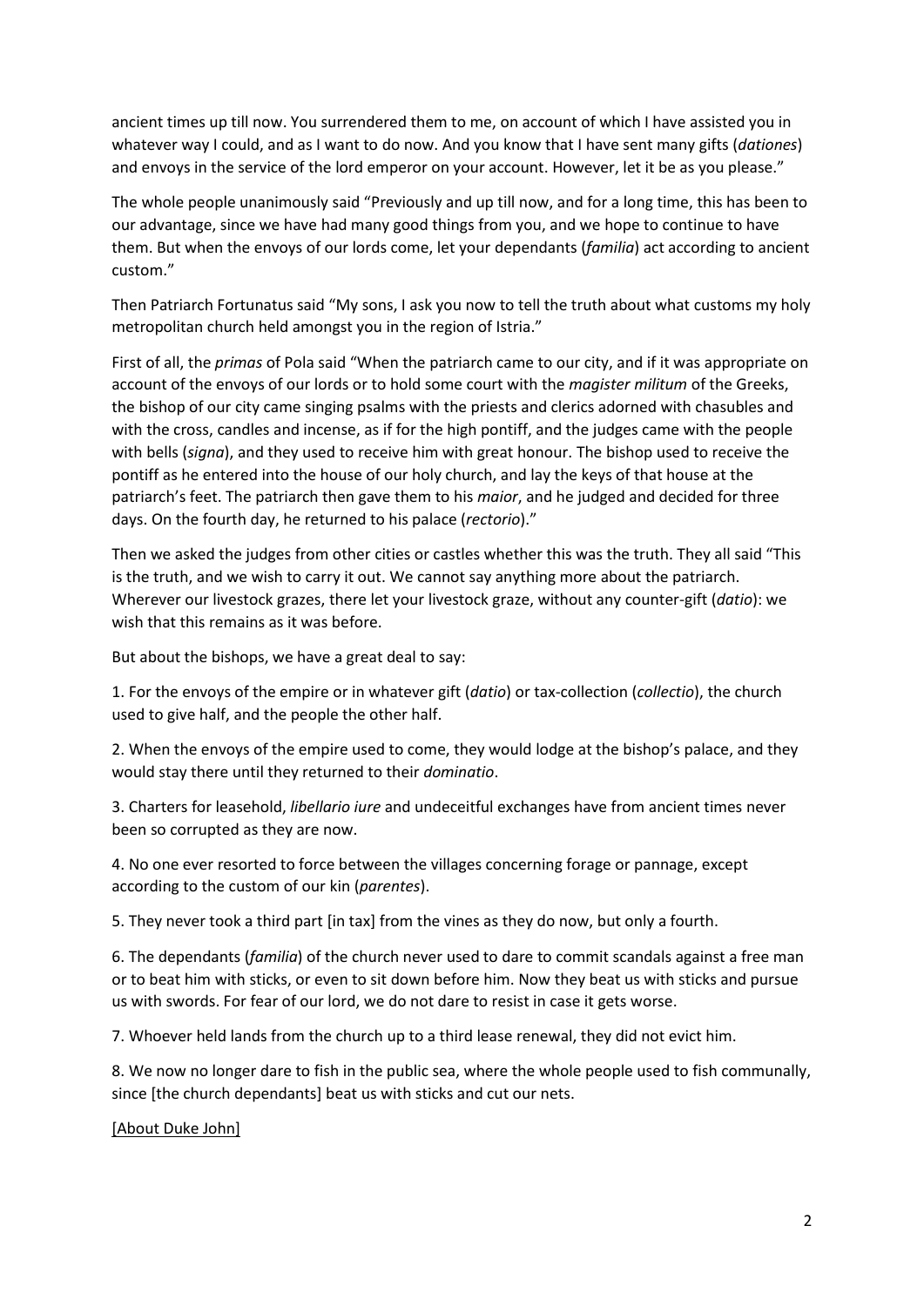ancient times up till now. You surrendered them to me, on account of which I have assisted you in whatever way I could, and as I want to do now. And you know that I have sent many gifts (*dationes*) and envoys in the service of the lord emperor on your account. However, let it be as you please."

The whole people unanimously said "Previously and up till now, and for a long time, this has been to our advantage, since we have had many good things from you, and we hope to continue to have them. But when the envoys of our lords come, let your dependants (*familia*) act according to ancient custom."

Then Patriarch Fortunatus said "My sons, I ask you now to tell the truth about what customs my holy metropolitan church held amongst you in the region of Istria."

First of all, the *primas* of Pola said "When the patriarch came to our city, and if it was appropriate on account of the envoys of our lords or to hold some court with the *magister militum* of the Greeks, the bishop of our city came singing psalms with the priests and clerics adorned with chasubles and with the cross, candles and incense, as if for the high pontiff, and the judges came with the people with bells (*signa*), and they used to receive him with great honour. The bishop used to receive the pontiff as he entered into the house of our holy church, and lay the keys of that house at the patriarch's feet. The patriarch then gave them to his *maior*, and he judged and decided for three days. On the fourth day, he returned to his palace (*rectorio*)."

Then we asked the judges from other cities or castles whether this was the truth. They all said "This is the truth, and we wish to carry it out. We cannot say anything more about the patriarch. Wherever our livestock grazes, there let your livestock graze, without any counter-gift (*datio*): we wish that this remains as it was before.

But about the bishops, we have a great deal to say:

1. For the envoys of the empire or in whatever gift (*datio*) or tax-collection (*collectio*), the church used to give half, and the people the other half.

2. When the envoys of the empire used to come, they would lodge at the bishop's palace, and they would stay there until they returned to their *dominatio*.

3. Charters for leasehold, *libellario iure* and undeceitful exchanges have from ancient times never been so corrupted as they are now.

4. No one ever resorted to force between the villages concerning forage or pannage, except according to the custom of our kin (*parentes*).

5. They never took a third part [in tax] from the vines as they do now, but only a fourth.

6. The dependants (*familia*) of the church never used to dare to commit scandals against a free man or to beat him with sticks, or even to sit down before him. Now they beat us with sticks and pursue us with swords. For fear of our lord, we do not dare to resist in case it gets worse.

7. Whoever held lands from the church up to a third lease renewal, they did not evict him.

8. We now no longer dare to fish in the public sea, where the whole people used to fish communally, since [the church dependants] beat us with sticks and cut our nets.

[About Duke John]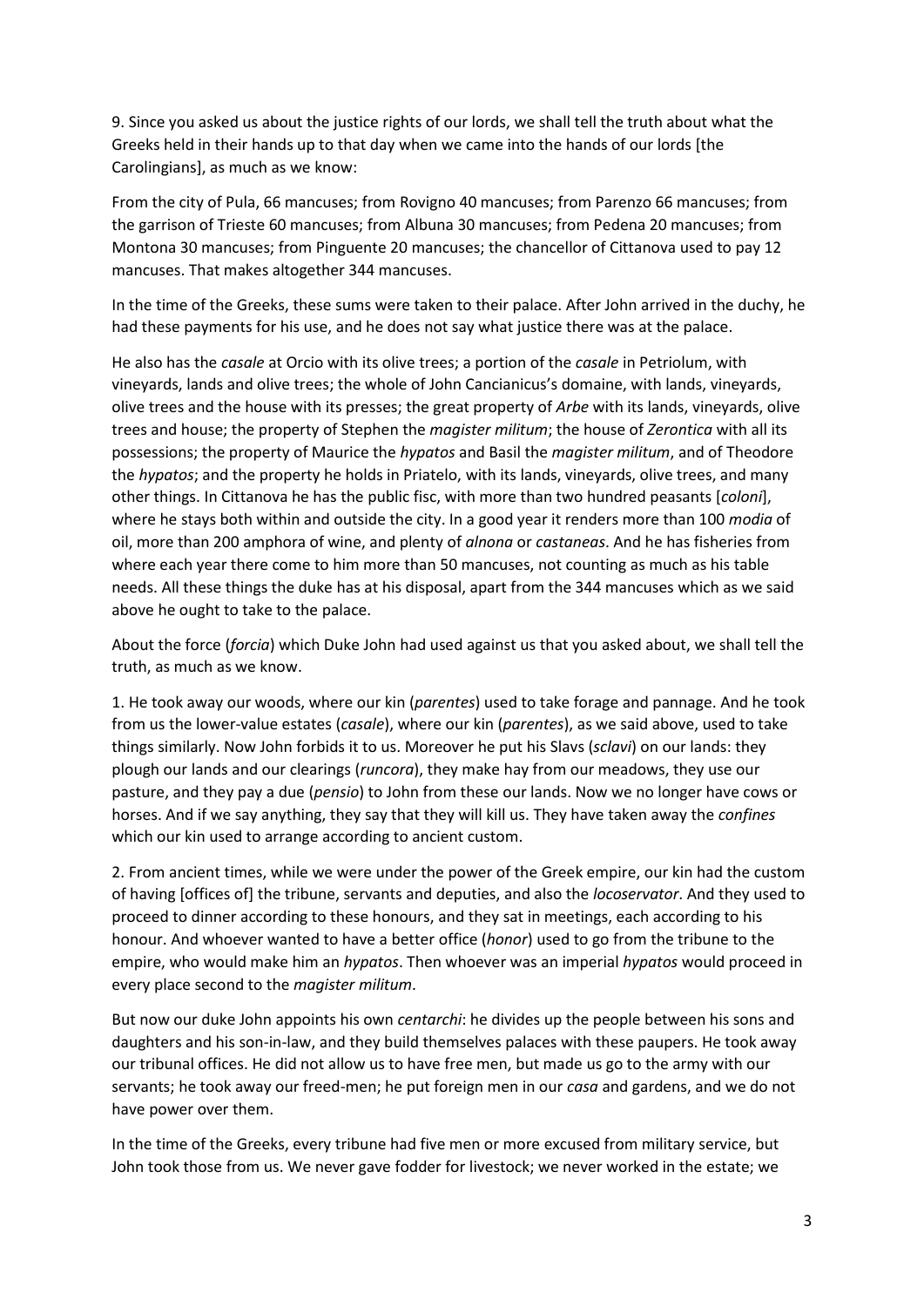9. Since you asked us about the justice rights of our lords, we shall tell the truth about what the Greeks held in their hands up to that day when we came into the hands of our lords [the Carolingians], as much as we know:

From the city of Pula, 66 mancuses; from Rovigno 40 mancuses; from Parenzo 66 mancuses; from the garrison of Trieste 60 mancuses; from Albuna 30 mancuses; from Pedena 20 mancuses; from Montona 30 mancuses; from Pinguente 20 mancuses; the chancellor of Cittanova used to pay 12 mancuses. That makes altogether 344 mancuses.

In the time of the Greeks, these sums were taken to their palace. After John arrived in the duchy, he had these payments for his use, and he does not say what justice there was at the palace.

He also has the *casale* at Orcio with its olive trees; a portion of the *casale* in Petriolum, with vineyards, lands and olive trees; the whole of John Cancianicus's domaine, with lands, vineyards, olive trees and the house with its presses; the great property of *Arbe* with its lands, vineyards, olive trees and house; the property of Stephen the *magister militum*; the house of *Zerontica* with all its possessions; the property of Maurice the *hypatos* and Basil the *magister militum*, and of Theodore the *hypatos*; and the property he holds in Priatelo, with its lands, vineyards, olive trees, and many other things. In Cittanova he has the public fisc, with more than two hundred peasants [*coloni*], where he stays both within and outside the city. In a good year it renders more than 100 *modia* of oil, more than 200 amphora of wine, and plenty of *alnona* or *castaneas*. And he has fisheries from where each year there come to him more than 50 mancuses, not counting as much as his table needs. All these things the duke has at his disposal, apart from the 344 mancuses which as we said above he ought to take to the palace.

About the force (*forcia*) which Duke John had used against us that you asked about, we shall tell the truth, as much as we know.

1. He took away our woods, where our kin (*parentes*) used to take forage and pannage. And he took from us the lower-value estates (*casale*), where our kin (*parentes*), as we said above, used to take things similarly. Now John forbids it to us. Moreover he put his Slavs (*sclavi*) on our lands: they plough our lands and our clearings (*runcora*), they make hay from our meadows, they use our pasture, and they pay a due (*pensio*) to John from these our lands. Now we no longer have cows or horses. And if we say anything, they say that they will kill us. They have taken away the *confines* which our kin used to arrange according to ancient custom.

2. From ancient times, while we were under the power of the Greek empire, our kin had the custom of having [offices of] the tribune, servants and deputies, and also the *locoservator*. And they used to proceed to dinner according to these honours, and they sat in meetings, each according to his honour. And whoever wanted to have a better office (*honor*) used to go from the tribune to the empire, who would make him an *hypatos*. Then whoever was an imperial *hypatos* would proceed in every place second to the *magister militum*.

But now our duke John appoints his own *centarchi*: he divides up the people between his sons and daughters and his son-in-law, and they build themselves palaces with these paupers. He took away our tribunal offices. He did not allow us to have free men, but made us go to the army with our servants; he took away our freed-men; he put foreign men in our *casa* and gardens, and we do not have power over them.

In the time of the Greeks, every tribune had five men or more excused from military service, but John took those from us. We never gave fodder for livestock; we never worked in the estate; we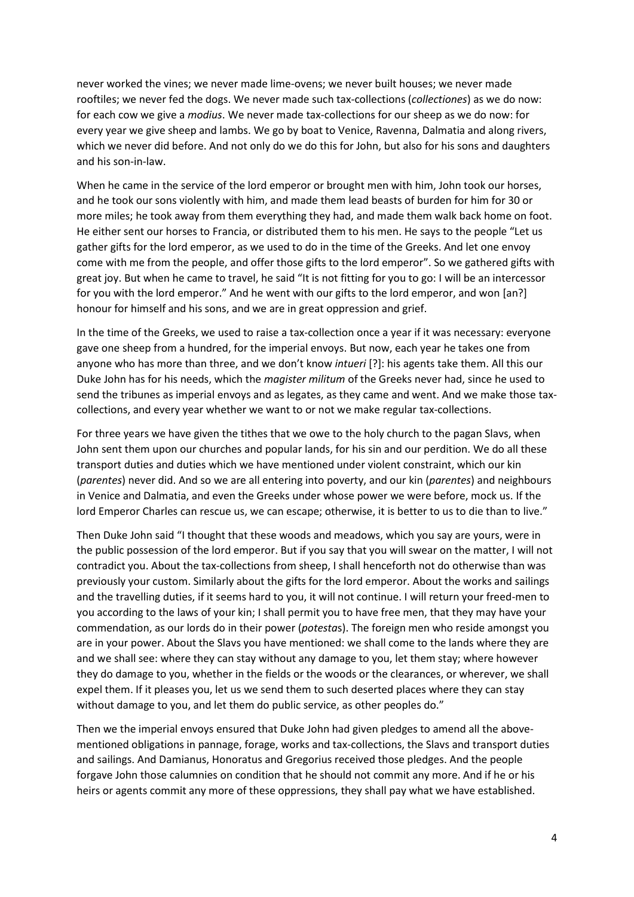never worked the vines; we never made lime-ovens; we never built houses; we never made rooftiles; we never fed the dogs. We never made such tax-collections (*collectiones*) as we do now: for each cow we give a *modius*. We never made tax-collections for our sheep as we do now: for every year we give sheep and lambs. We go by boat to Venice, Ravenna, Dalmatia and along rivers, which we never did before. And not only do we do this for John, but also for his sons and daughters and his son-in-law.

When he came in the service of the lord emperor or brought men with him, John took our horses, and he took our sons violently with him, and made them lead beasts of burden for him for 30 or more miles; he took away from them everything they had, and made them walk back home on foot. He either sent our horses to Francia, or distributed them to his men. He says to the people "Let us gather gifts for the lord emperor, as we used to do in the time of the Greeks. And let one envoy come with me from the people, and offer those gifts to the lord emperor". So we gathered gifts with great joy. But when he came to travel, he said "It is not fitting for you to go: I will be an intercessor for you with the lord emperor." And he went with our gifts to the lord emperor, and won [an?] honour for himself and his sons, and we are in great oppression and grief.

In the time of the Greeks, we used to raise a tax-collection once a year if it was necessary: everyone gave one sheep from a hundred, for the imperial envoys. But now, each year he takes one from anyone who has more than three, and we don't know *intueri* [?]: his agents take them. All this our Duke John has for his needs, which the *magister militum* of the Greeks never had, since he used to send the tribunes as imperial envoys and as legates, as they came and went. And we make those tax-collections, and every year whether we want to or not we make regular tax-collections.

For three years we have given the tithes that we owe to the holy church to the pagan Slavs, when John sent them upon our churches and popular lands, for his sin and our perdition. We do all these transport duties and duties which we have mentioned under violent constraint, which our kin (*parentes*) never did. And so we are all entering into poverty, and our kin (*parentes*) and neighbours in Venice and Dalmatia, and even the Greeks under whose power we were before, mock us. If the lord Emperor Charles can rescue us, we can escape; otherwise, it is better to us to die than to live."

Then Duke John said "I thought that these woods and meadows, which you say are yours, were in the public possession of the lord emperor. But if you say that you will swear on the matter, I will not contradict you. About the tax-collections from sheep, I shall henceforth not do otherwise than was previously your custom. Similarly about the gifts for the lord emperor. About the works and sailings and the travelling duties, if it seems hard to you, it will not continue. I will return your freed-men to you according to the laws of your kin; I shall permit you to have free men, that they may have your commendation, as our lords do in their power (*potestas*). The foreign men who reside amongst you are in your power. About the Slavs you have mentioned: we shall come to the lands where they are and we shall see: where they can stay without any damage to you, let them stay; where however they do damage to you, whether in the fields or the woods or the clearances, or wherever, we shall expel them. If it pleases you, let us we send them to such deserted places where they can stay without damage to you, and let them do public service, as other peoples do."

Then we the imperial envoys ensured that Duke John had given pledges to amend all the above-mentioned obligations in pannage, forage, works and tax-collections, the Slavs and transport duties and sailings. And Damianus, Honoratus and Gregorius received those pledges. And the people forgave John those calumnies on condition that he should not commit any more. And if he or his heirs or agents commit any more of these oppressions, they shall pay what we have established.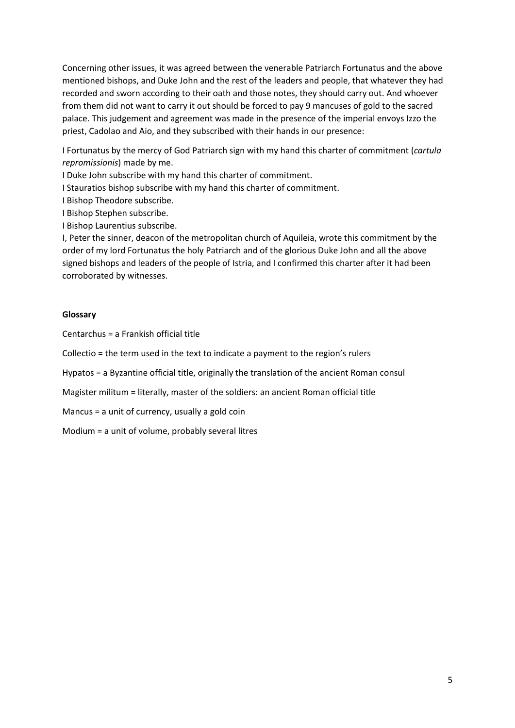Concerning other issues, it was agreed between the venerable Patriarch Fortunatus and the above mentioned bishops, and Duke John and the rest of the leaders and people, that whatever they had recorded and sworn according to their oath and those notes, they should carry out. And whoever from them did not want to carry it out should be forced to pay 9 mancuses of gold to the sacred palace. This judgement and agreement was made in the presence of the imperial envoys Izzo the priest, Cadolao and Aio, and they subscribed with their hands in our presence:

I Fortunatus by the mercy of God Patriarch sign with my hand this charter of commitment (*cartula repromissionis*) made by me.
I Duke John subscribe with my hand this charter of commitment.
I Stauratios bishop subscribe with my hand this charter of commitment.
I Bishop Theodore subscribe.
I Bishop Stephen subscribe.
I Bishop Laurentius subscribe.
I, Peter the sinner, deacon of the metropolitan church of Aquileia, wrote this commitment by the order of my lord Fortunatus the holy Patriarch and of the glorious Duke John and all the above signed bishops and leaders of the people of Istria, and I confirmed this charter after it had been corroborated by witnesses.

**Glossary**

Centarchus = a Frankish official title

Collectio = the term used in the text to indicate a payment to the region's rulers

Hypatos = a Byzantine official title, originally the translation of the ancient Roman consul

Magister militum = literally, master of the soldiers: an ancient Roman official title

Mancus = a unit of currency, usually a gold coin

Modium = a unit of volume, probably several litres